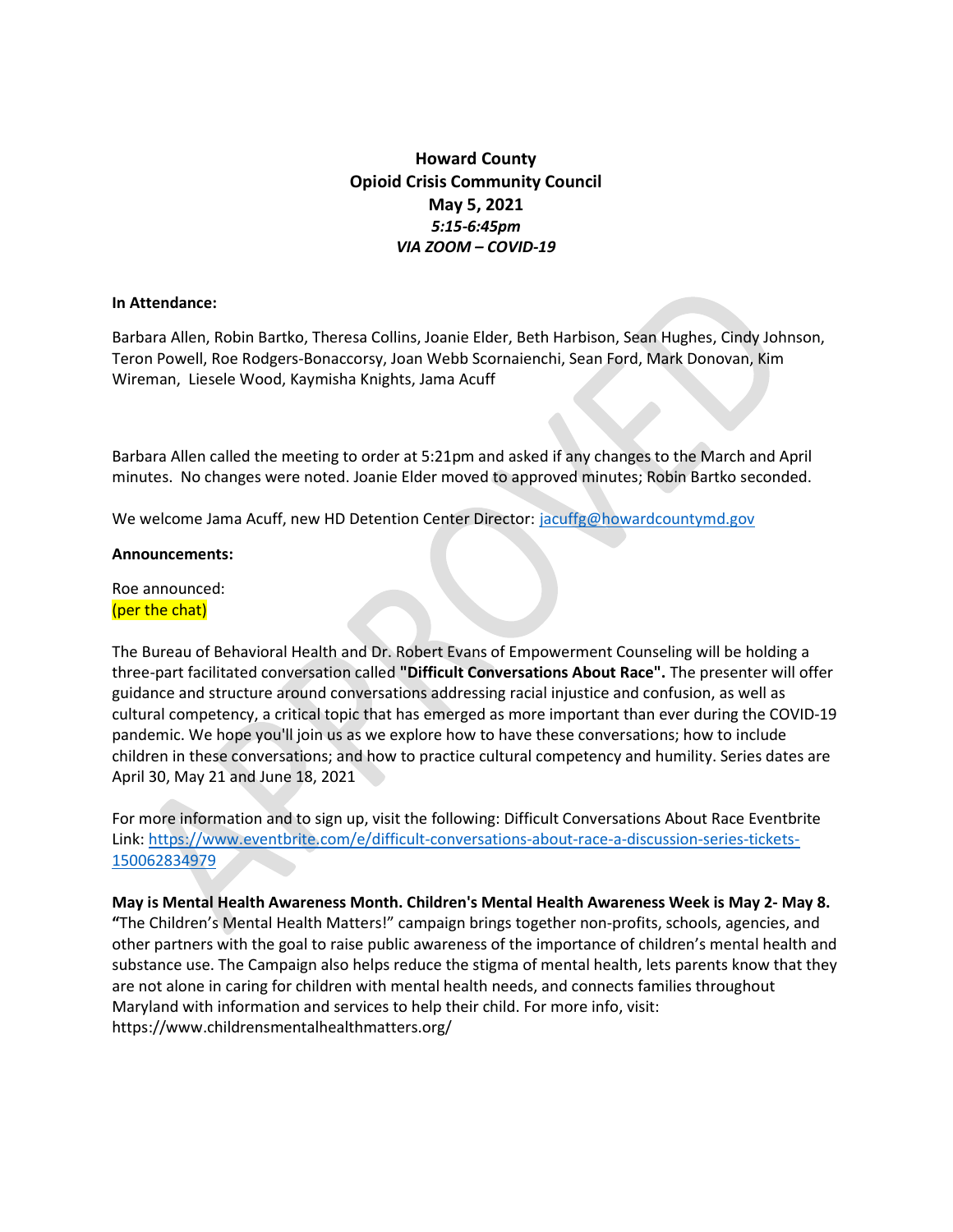# Howard County
## Opioid Crisis Community Council
### May 5, 2021
*5:15-6:45pm*
*VIA ZOOM – COVID-19*

**In Attendance:**

Barbara Allen, Robin Bartko, Theresa Collins, Joanie Elder, Beth Harbison, Sean Hughes, Cindy Johnson, Teron Powell, Roe Rodgers-Bonaccorsy, Joan Webb Scornaienchi, Sean Ford, Mark Donovan, Kim Wireman, Liesele Wood, Kaymisha Knights, Jama Acuff

Barbara Allen called the meeting to order at 5:21pm and asked if any changes to the March and April minutes. No changes were noted. Joanie Elder moved to approved minutes; Robin Bartko seconded.

We welcome Jama Acuff, new HD Detention Center Director: jacuffg@howardcountymd.gov

**Announcements:**

Roe announced:
(per the chat)

The Bureau of Behavioral Health and Dr. Robert Evans of Empowerment Counseling will be holding a three-part facilitated conversation called **"Difficult Conversations About Race".** The presenter will offer guidance and structure around conversations addressing racial injustice and confusion, as well as cultural competency, a critical topic that has emerged as more important than ever during the COVID-19 pandemic. We hope you'll join us as we explore how to have these conversations; how to include children in these conversations; and how to practice cultural competency and humility. Series dates are April 30, May 21 and June 18, 2021

For more information and to sign up, visit the following: Difficult Conversations About Race Eventbrite Link: https://www.eventbrite.com/e/difficult-conversations-about-race-a-discussion-series-tickets-150062834979

**May is Mental Health Awareness Month. Children's Mental Health Awareness Week is May 2- May 8.** "The Children's Mental Health Matters!" campaign brings together non-profits, schools, agencies, and other partners with the goal to raise public awareness of the importance of children's mental health and substance use. The Campaign also helps reduce the stigma of mental health, lets parents know that they are not alone in caring for children with mental health needs, and connects families throughout Maryland with information and services to help their child. For more info, visit: https://www.childrensmentalhealthmatters.org/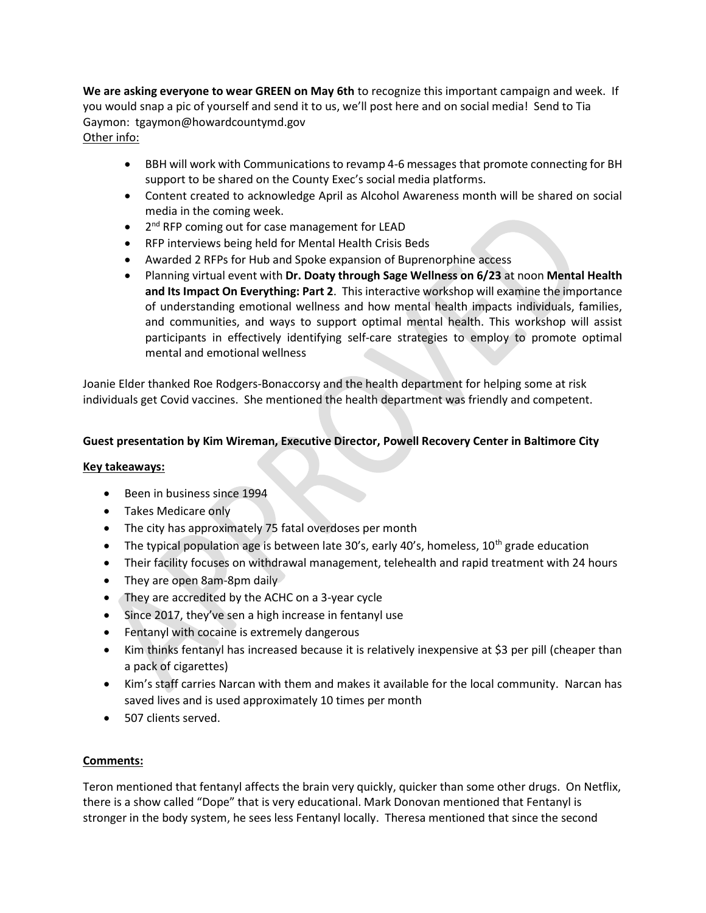**We are asking everyone to wear GREEN on May 6th** to recognize this important campaign and week. If you would snap a pic of yourself and send it to us, we'll post here and on social media! Send to Tia Gaymon: tgaymon@howardcountymd.gov

Other info:

- BBH will work with Communications to revamp 4-6 messages that promote connecting for BH support to be shared on the County Exec's social media platforms.
- Content created to acknowledge April as Alcohol Awareness month will be shared on social media in the coming week.
- 2nd RFP coming out for case management for LEAD
- RFP interviews being held for Mental Health Crisis Beds
- Awarded 2 RFPs for Hub and Spoke expansion of Buprenorphine access
- Planning virtual event with **Dr. Doaty through Sage Wellness on 6/23** at noon **Mental Health and Its Impact On Everything: Part 2**. This interactive workshop will examine the importance of understanding emotional wellness and how mental health impacts individuals, families, and communities, and ways to support optimal mental health. This workshop will assist participants in effectively identifying self-care strategies to employ to promote optimal mental and emotional wellness

Joanie Elder thanked Roe Rodgers-Bonaccorsy and the health department for helping some at risk individuals get Covid vaccines. She mentioned the health department was friendly and competent.

**Guest presentation by Kim Wireman, Executive Director, Powell Recovery Center in Baltimore City**

**Key takeaways:**

- Been in business since 1994
- Takes Medicare only
- The city has approximately 75 fatal overdoses per month
- The typical population age is between late 30's, early 40's, homeless, 10th grade education
- Their facility focuses on withdrawal management, telehealth and rapid treatment with 24 hours
- They are open 8am-8pm daily
- They are accredited by the ACHC on a 3-year cycle
- Since 2017, they've sen a high increase in fentanyl use
- Fentanyl with cocaine is extremely dangerous
- Kim thinks fentanyl has increased because it is relatively inexpensive at $3 per pill (cheaper than a pack of cigarettes)
- Kim's staff carries Narcan with them and makes it available for the local community. Narcan has saved lives and is used approximately 10 times per month
- 507 clients served.

**Comments:**

Teron mentioned that fentanyl affects the brain very quickly, quicker than some other drugs. On Netflix, there is a show called "Dope" that is very educational. Mark Donovan mentioned that Fentanyl is stronger in the body system, he sees less Fentanyl locally. Theresa mentioned that since the second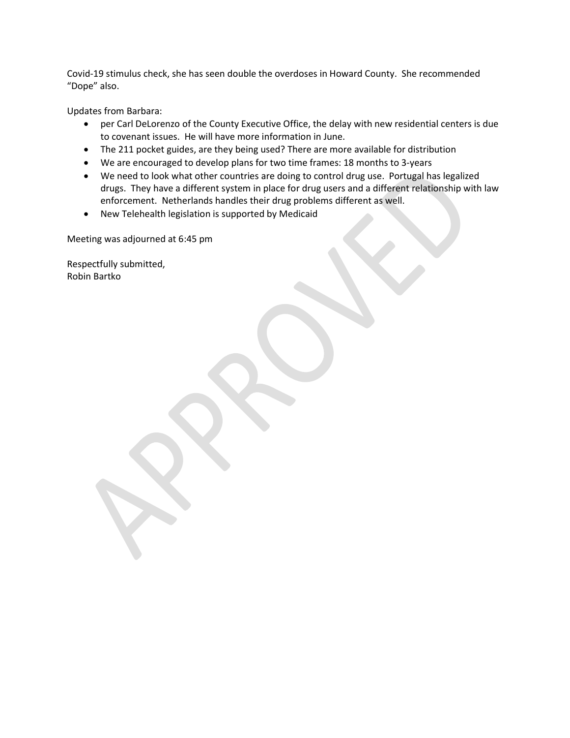Covid-19 stimulus check, she has seen double the overdoses in Howard County. She recommended "Dope" also.

Updates from Barbara:

- per Carl DeLorenzo of the County Executive Office, the delay with new residential centers is due to covenant issues. He will have more information in June.
- The 211 pocket guides, are they being used? There are more available for distribution
- We are encouraged to develop plans for two time frames: 18 months to 3-years
- We need to look what other countries are doing to control drug use. Portugal has legalized drugs. They have a different system in place for drug users and a different relationship with law enforcement. Netherlands handles their drug problems different as well.
- New Telehealth legislation is supported by Medicaid

Meeting was adjourned at 6:45 pm

Respectfully submitted,
Robin Bartko